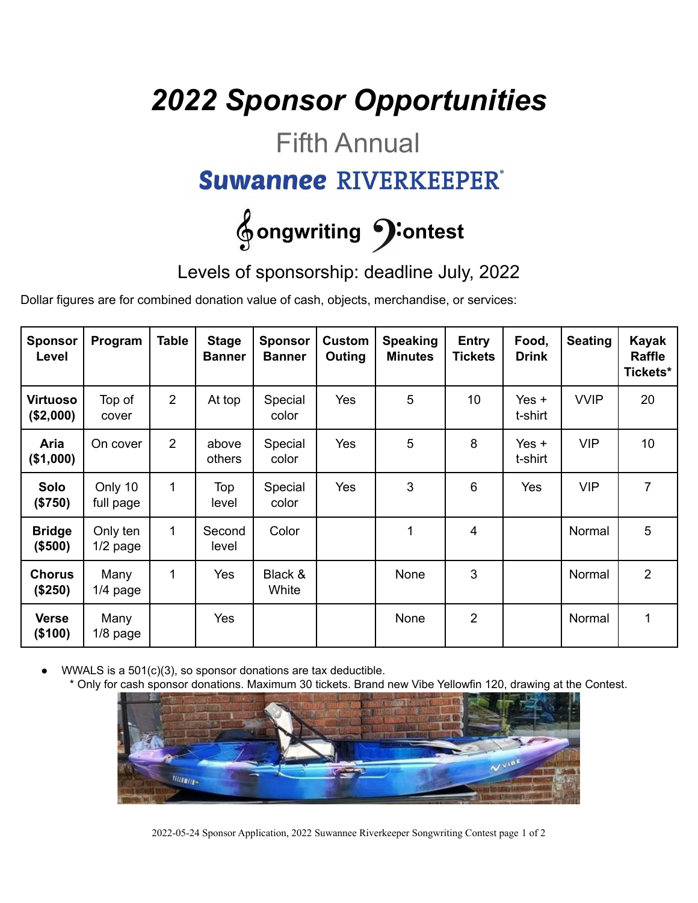# *2022 Sponsor Opportunities*

## Fifth Annual

## Suwannee RIVERKEEPER®

## Songwriting Contest

### Levels of sponsorship: deadline July, 2022

Dollar figures are for combined donation value of cash, objects, merchandise, or services:

| Sponsor Level | Program | Table | Stage Banner | Sponsor Banner | Custom Outing | Speaking Minutes | Entry Tickets | Food, Drink | Seating | Kayak Raffle Tickets* |
|---|---|---|---|---|---|---|---|---|---|---|
| **Virtuoso ($2,000)** | Top of cover | 2 | At top | Special color | Yes | 5 | 10 | Yes + t-shirt | VVIP | 20 |
| **Aria ($1,000)** | On cover | 2 | above others | Special color | Yes | 5 | 8 | Yes + t-shirt | VIP | 10 |
| **Solo ($750)** | Only 10 full page | 1 | Top level | Special color | Yes | 3 | 6 | Yes | VIP | 7 |
| **Bridge ($500)** | Only ten 1/2 page | 1 | Second level | Color | | 1 | 4 | | Normal | 5 |
| **Chorus ($250)** | Many 1/4 page | 1 | Yes | Black & White | | None | 3 | | Normal | 2 |
| **Verse ($100)** | Many 1/8 page | | Yes | | | None | 2 | | Normal | 1 |

- WWALS is a 501(c)(3), so sponsor donations are tax deductible.
  * Only for cash sponsor donations. Maximum 30 tickets. Brand new Vibe Yellowfin 120, drawing at the Contest.

2022-05-24 Sponsor Application, 2022 Suwannee Riverkeeper Songwriting Contest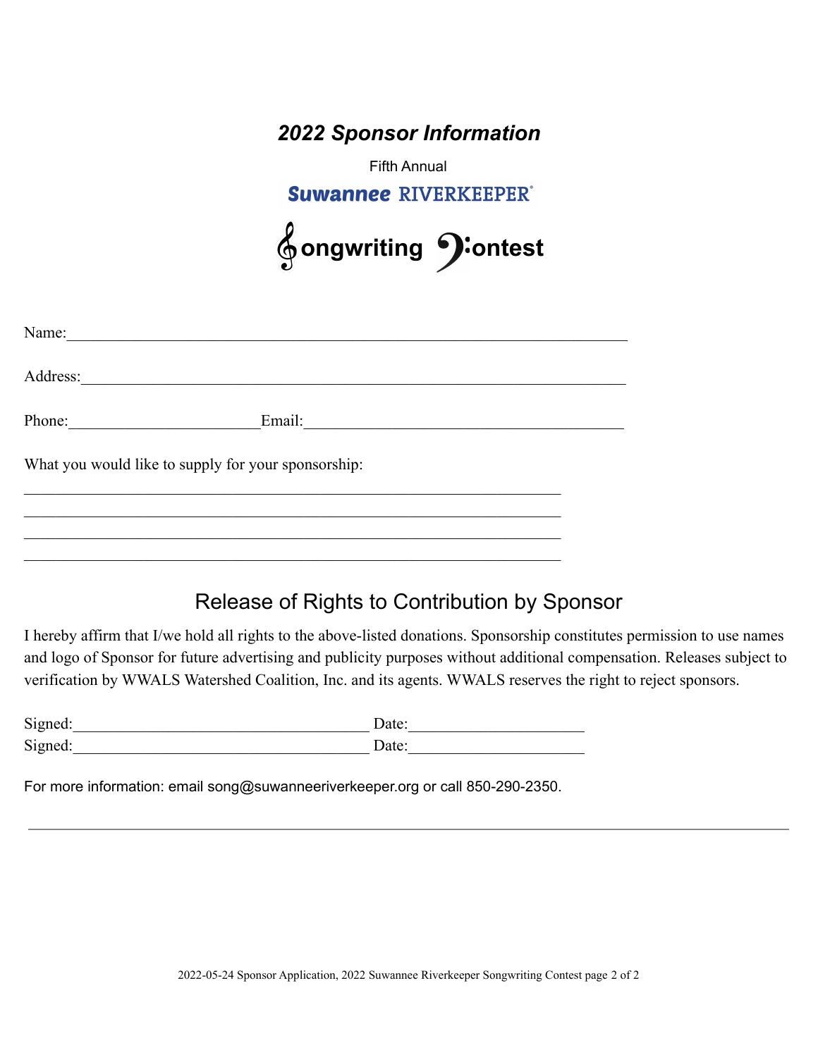# *2022 Sponsor Information*

Fifth Annual

**Suwannee** RIVERKEEPER®

**Songwriting Contest**

Name:\_\_\_\_\_\_\_\_\_\_\_\_\_\_\_\_\_\_\_\_\_\_\_\_\_\_\_\_\_\_\_\_\_\_\_\_\_\_\_\_\_\_\_\_\_\_\_\_\_\_\_\_\_\_\_\_\_\_\_\_\_\_\_\_\_\_\_\_\_\_\_\_

Address:\_\_\_\_\_\_\_\_\_\_\_\_\_\_\_\_\_\_\_\_\_\_\_\_\_\_\_\_\_\_\_\_\_\_\_\_\_\_\_\_\_\_\_\_\_\_\_\_\_\_\_\_\_\_\_\_\_\_\_\_\_\_\_\_\_\_\_\_\_

Phone:\_\_\_\_\_\_\_\_\_\_\_\_\_\_\_\_\_\_\_\_\_\_\_\_Email:\_\_\_\_\_\_\_\_\_\_\_\_\_\_\_\_\_\_\_\_\_\_\_\_\_\_\_\_\_\_\_\_\_\_\_\_\_\_\_\_\_

What you would like to supply for your sponsorship:

\_\_\_\_\_\_\_\_\_\_\_\_\_\_\_\_\_\_\_\_\_\_\_\_\_\_\_\_\_\_\_\_\_\_\_\_\_\_\_\_\_\_\_\_\_\_\_\_\_\_\_\_\_\_\_\_\_\_\_\_\_\_\_\_\_\_\_\_\_\_

\_\_\_\_\_\_\_\_\_\_\_\_\_\_\_\_\_\_\_\_\_\_\_\_\_\_\_\_\_\_\_\_\_\_\_\_\_\_\_\_\_\_\_\_\_\_\_\_\_\_\_\_\_\_\_\_\_\_\_\_\_\_\_\_\_\_\_\_\_\_

\_\_\_\_\_\_\_\_\_\_\_\_\_\_\_\_\_\_\_\_\_\_\_\_\_\_\_\_\_\_\_\_\_\_\_\_\_\_\_\_\_\_\_\_\_\_\_\_\_\_\_\_\_\_\_\_\_\_\_\_\_\_\_\_\_\_\_\_\_\_

\_\_\_\_\_\_\_\_\_\_\_\_\_\_\_\_\_\_\_\_\_\_\_\_\_\_\_\_\_\_\_\_\_\_\_\_\_\_\_\_\_\_\_\_\_\_\_\_\_\_\_\_\_\_\_\_\_\_\_\_\_\_\_\_\_\_\_\_\_\_

## Release of Rights to Contribution by Sponsor

I hereby affirm that I/we hold all rights to the above-listed donations. Sponsorship constitutes permission to use names and logo of Sponsor for future advertising and publicity purposes without additional compensation. Releases subject to verification by WWALS Watershed Coalition, Inc. and its agents. WWALS reserves the right to reject sponsors.

Signed:\_\_\_\_\_\_\_\_\_\_\_\_\_\_\_\_\_\_\_\_\_\_\_\_\_\_\_\_\_\_\_\_\_\_\_\_\_\_\_ Date:\_\_\_\_\_\_\_\_\_\_\_\_\_\_\_\_\_\_\_\_\_\_\_

Signed:\_\_\_\_\_\_\_\_\_\_\_\_\_\_\_\_\_\_\_\_\_\_\_\_\_\_\_\_\_\_\_\_\_\_\_\_\_\_\_ Date:\_\_\_\_\_\_\_\_\_\_\_\_\_\_\_\_\_\_\_\_\_\_\_

For more information: email song@suwanneeriverkeeper.org or call 850-290-2350.

---

2022-05-24 Sponsor Application, 2022 Suwannee Riverkeeper Songwriting Contest